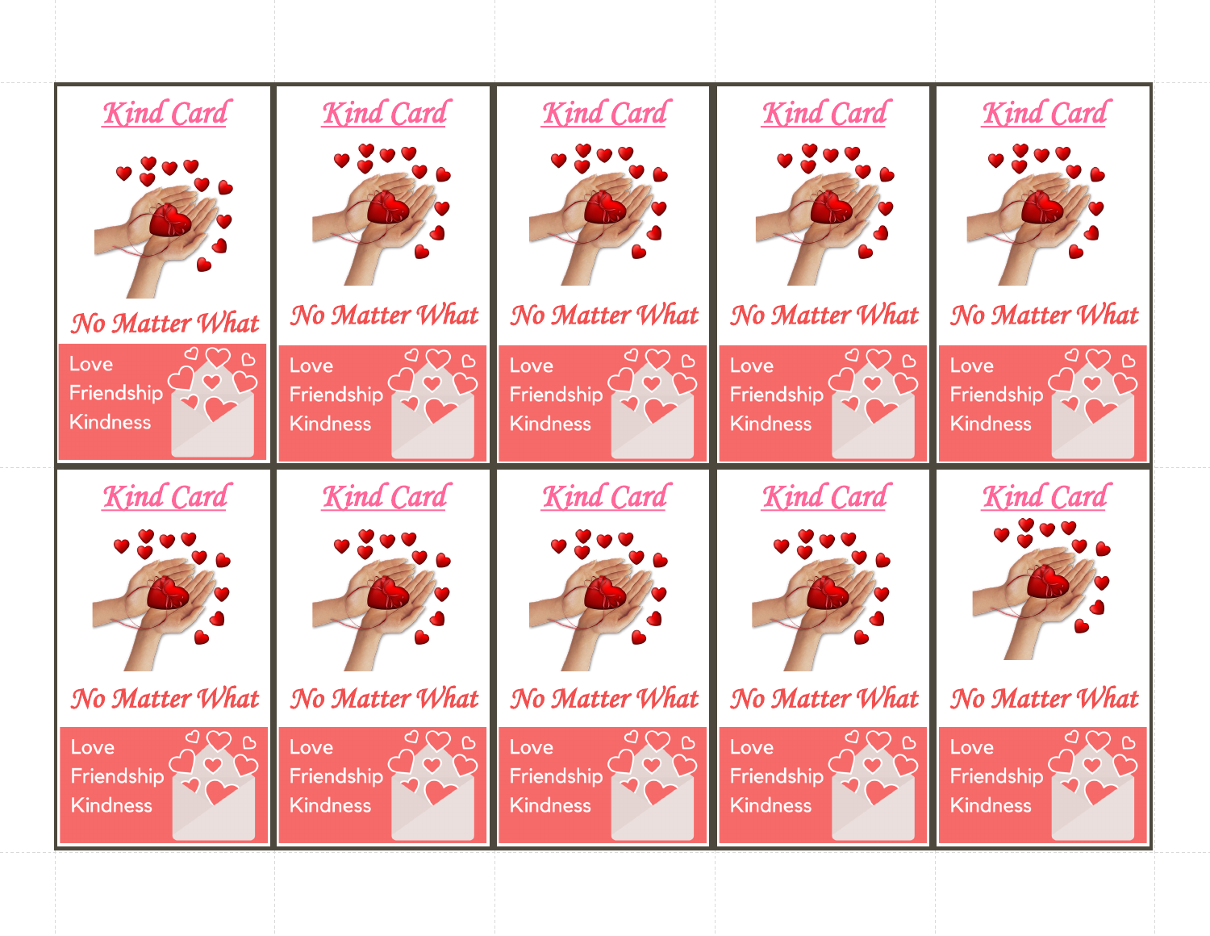Kind Card

No Matter What

Love
Friendship
Kindness

Kind Card

No Matter What

Love
Friendship
Kindness

Kind Card

No Matter What

Love
Friendship
Kindness

Kind Card

No Matter What

Love
Friendship
Kindness

Kind Card

No Matter What

Love
Friendship
Kindness

Kind Card

No Matter What

Love
Friendship
Kindness

Kind Card

No Matter What

Love
Friendship
Kindness

Kind Card

No Matter What

Love
Friendship
Kindness

Kind Card

No Matter What

Love
Friendship
Kindness

Kind Card

No Matter What

Love
Friendship
Kindness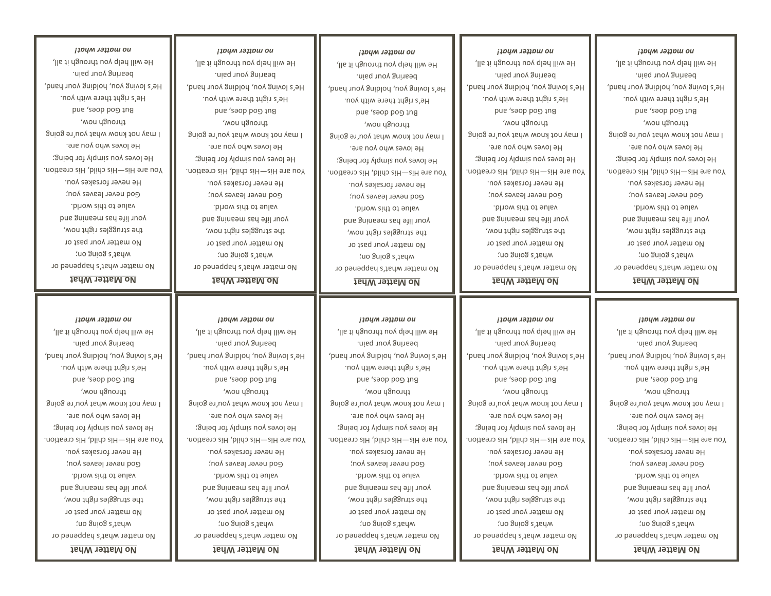**No Matter What**

No matter what's happened or
what's going on;
No matter your past or
the struggles right now,
your life has meaning and
value to this world.
God never leaves you;
He never forsakes you.
You are His—His child, His creation.
He loves you simply for being;
He loves who you are.
I may not know what you're going
through now,
But God does, and
He's right there with you.
He's loving you, holding your hand,
bearing your pain.
He will help you through it all,
*no matter what!*

---

**No Matter What**

No matter what's happened or
what's going on;
No matter your past or
the struggles right now,
your life has meaning and
value to this world.
God never leaves you;
He never forsakes you.
You are His—His child, His creation.
He loves you simply for being;
He loves who you are.
I may not know what you're going
through now,
But God does, and
He's right there with you.
He's loving you, holding your hand,
bearing your pain.
He will help you through it all,
*no matter what!*

---

**No Matter What**

No matter what's happened or
what's going on;
No matter your past or
the struggles right now,
your life has meaning and
value to this world.
God never leaves you;
He never forsakes you.
You are His—His child, His creation.
He loves you simply for being;
He loves who you are.
I may not know what you're going
through now,
But God does, and
He's right there with you.
He's loving you, holding your hand,
bearing your pain.
He will help you through it all,
*no matter what!*

---

**No Matter What**

No matter what's happened or
what's going on;
No matter your past or
the struggles right now,
your life has meaning and
value to this world.
God never leaves you;
He never forsakes you.
You are His—His child, His creation.
He loves you simply for being;
He loves who you are.
I may not know what you're going
through now,
But God does, and
He's right there with you.
He's loving you, holding your hand,
bearing your pain.
He will help you through it all,
*no matter what!*

---

**No Matter What**

No matter what's happened or
what's going on;
No matter your past or
the struggles right now,
your life has meaning and
value to this world.
God never leaves you;
He never forsakes you.
You are His—His child, His creation.
He loves you simply for being;
He loves who you are.
I may not know what you're going
through now,
But God does, and
He's right there with you.
He's loving you, holding your hand,
bearing your pain.
He will help you through it all,
*no matter what!*

---

**No Matter What**

No matter what's happened or
what's going on;
No matter your past or
the struggles right now,
your life has meaning and
value to this world.
God never leaves you;
He never forsakes you.
You are His—His child, His creation.
He loves you simply for being;
He loves who you are.
I may not know what you're going
through now,
But God does, and
He's right there with you.
He's loving you, holding your hand,
bearing your pain.
He will help you through it all,
*no matter what!*

---

**No Matter What**

No matter what's happened or
what's going on;
No matter your past or
the struggles right now,
your life has meaning and
value to this world.
God never leaves you;
He never forsakes you.
You are His—His child, His creation.
He loves you simply for being;
He loves who you are.
I may not know what you're going
through now,
But God does, and
He's right there with you.
He's loving you, holding your hand,
bearing your pain.
He will help you through it all,
*no matter what!*

---

**No Matter What**

No matter what's happened or
what's going on;
No matter your past or
the struggles right now,
your life has meaning and
value to this world.
God never leaves you;
He never forsakes you.
You are His—His child, His creation.
He loves you simply for being;
He loves who you are.
I may not know what you're going
through now,
But God does, and
He's right there with you.
He's loving you, holding your hand,
bearing your pain.
He will help you through it all,
*no matter what!*

---

**No Matter What**

No matter what's happened or
what's going on;
No matter your past or
the struggles right now,
your life has meaning and
value to this world.
God never leaves you;
He never forsakes you.
You are His—His child, His creation.
He loves you simply for being;
He loves who you are.
I may not know what you're going
through now,
But God does, and
He's right there with you.
He's loving you, holding your hand,
bearing your pain.
He will help you through it all,
*no matter what!*

---

**No Matter What**

No matter what's happened or
what's going on;
No matter your past or
the struggles right now,
your life has meaning and
value to this world.
God never leaves you;
He never forsakes you.
You are His—His child, His creation.
He loves you simply for being;
He loves who you are.
I may not know what you're going
through now,
But God does, and
He's right there with you.
He's loving you, holding your hand,
bearing your pain.
He will help you through it all,
*no matter what!*